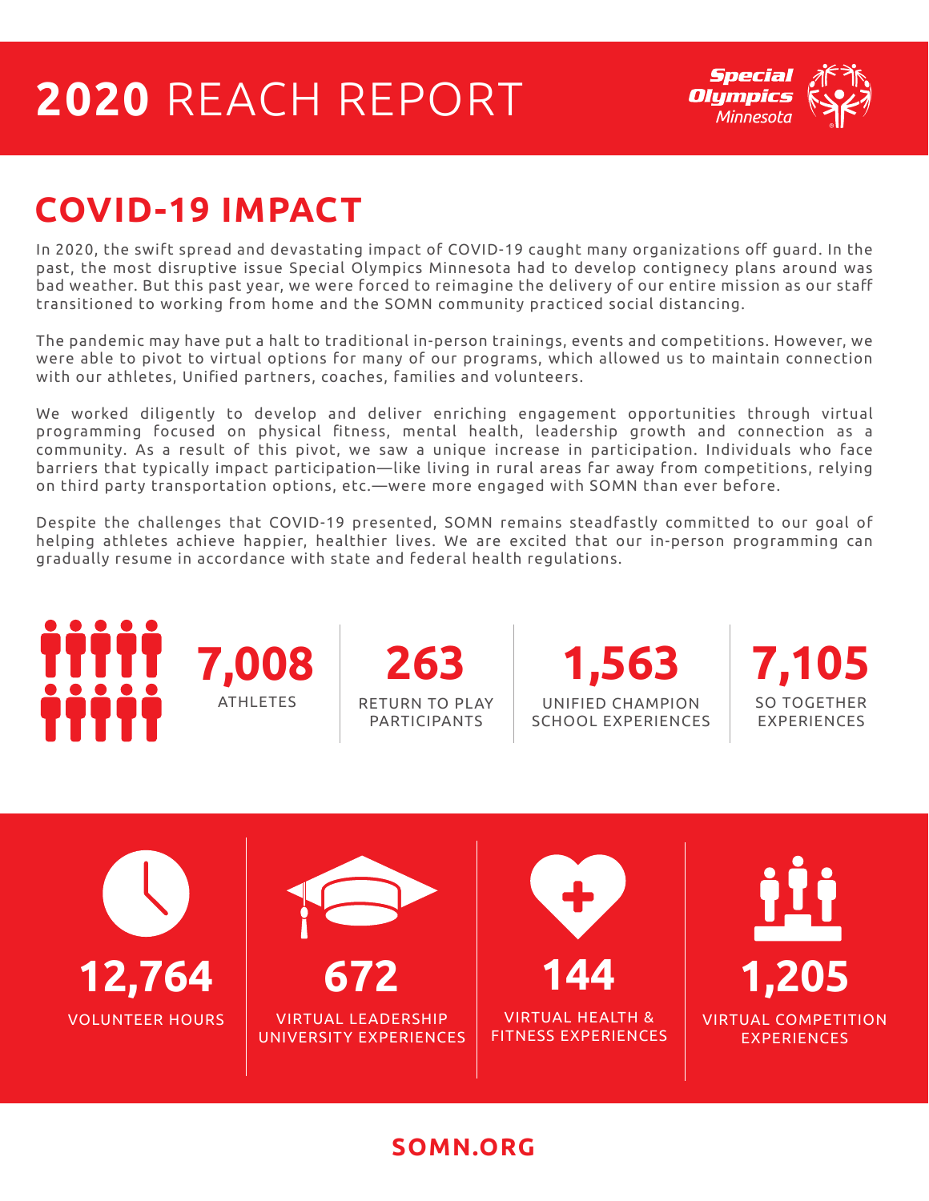# 2020 REACH REPORT

Special Olympics Minnesota

## COVID-19 IMPACT

In 2020, the swift spread and devastating impact of COVID-19 caught many organizations off guard. In the past, the most disruptive issue Special Olympics Minnesota had to develop contingecy plans around was bad weather. But this past year, we were forced to reimagine the delivery of our entire mission as our staff transitioned to working from home and the SOMN community practiced social distancing.

The pandemic may have put a halt to traditional in-person trainings, events and competitions. However, we were able to pivot to virtual options for many of our programs, which allowed us to maintain connection with our athletes, Unified partners, coaches, families and volunteers.

We worked diligently to develop and deliver enriching engagement opportunities through virtual programming focused on physical fitness, mental health, leadership growth and connection as a community. As a result of this pivot, we saw a unique increase in participation. Individuals who face barriers that typically impact participation—like living in rural areas far away from competitions, relying on third party transportation options, etc.—were more engaged with SOMN than ever before.

Despite the challenges that COVID-19 presented, SOMN remains steadfastly committed to our goal of helping athletes achieve happier, healthier lives. We are excited that our in-person programming can gradually resume in accordance with state and federal health regulations.

**7,008**
ATHLETES

**263**
RETURN TO PLAY PARTICIPANTS

**1,563**
UNIFIED CHAMPION SCHOOL EXPERIENCES

**7,105**
SO TOGETHER EXPERIENCES

**12,764**
VOLUNTEER HOURS

**672**
VIRTUAL LEADERSHIP UNIVERSITY EXPERIENCES

**144**
VIRTUAL HEALTH & FITNESS EXPERIENCES

**1,205**
VIRTUAL COMPETITION EXPERIENCES

**SOMN.ORG**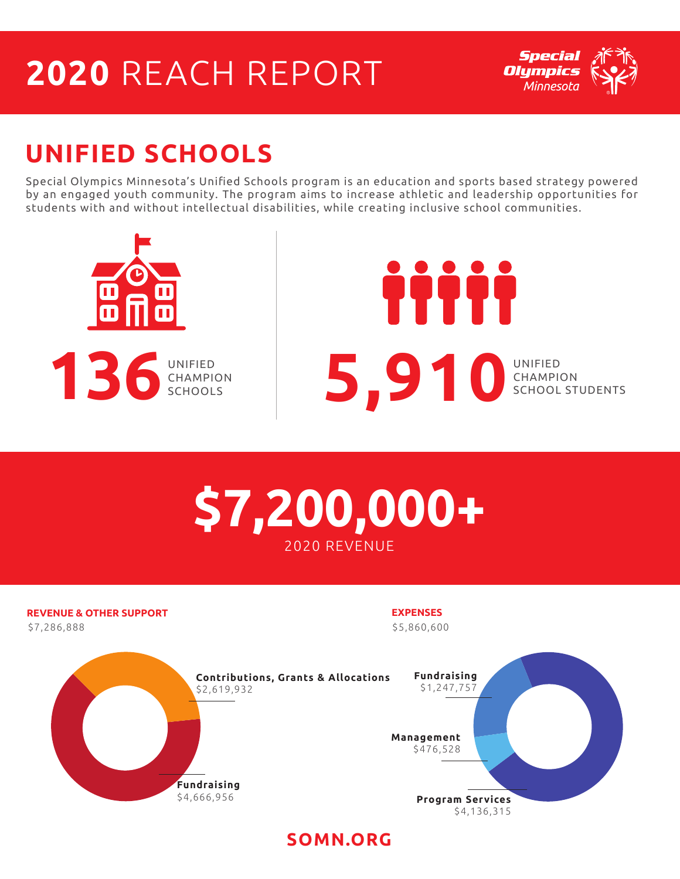# 2020 REACH REPORT

Special Olympics Minnesota

## UNIFIED SCHOOLS

Special Olympics Minnesota's Unified Schools program is an education and sports based strategy powered by an engaged youth community. The program aims to increase athletic and leadership opportunities for students with and without intellectual disabilities, while creating inclusive school communities.

**136** UNIFIED CHAMPION SCHOOLS

**5,910** UNIFIED CHAMPION SCHOOL STUDENTS

**$7,200,000+**

2020 REVENUE

**REVENUE & OTHER SUPPORT**

$7,286,888

**Contributions, Grants & Allocations**
$2,619,932

**Fundraising**
$4,666,956

**EXPENSES**

$5,860,600

**Fundraising**
$1,247,757

**Management**
$476,528

**Program Services**
$4,136,315

**SOMN.ORG**